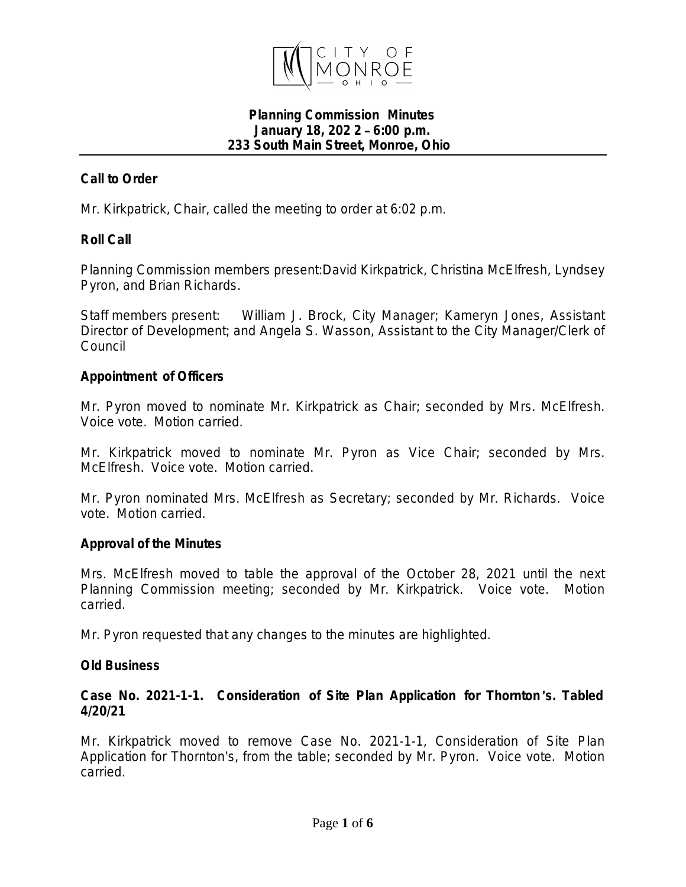CITY OF MONROE OHIO

**Planning Commission Minutes**
**January 18, 202 2 – 6:00 p.m.**
**233 South Main Street, Monroe, Ohio**

**Call to Order**

Mr. Kirkpatrick, Chair, called the meeting to order at 6:02 p.m.

**Roll Call**

Planning Commission members present:David Kirkpatrick, Christina McElfresh, Lyndsey Pyron, and Brian Richards.

Staff members present: William J. Brock, City Manager; Kameryn Jones, Assistant Director of Development; and Angela S. Wasson, Assistant to the City Manager/Clerk of Council

**Appointment of Officers**

Mr. Pyron moved to nominate Mr. Kirkpatrick as Chair; seconded by Mrs. McElfresh. Voice vote. Motion carried.

Mr. Kirkpatrick moved to nominate Mr. Pyron as Vice Chair; seconded by Mrs. McElfresh. Voice vote. Motion carried.

Mr. Pyron nominated Mrs. McElfresh as Secretary; seconded by Mr. Richards. Voice vote. Motion carried.

**Approval of the Minutes**

Mrs. McElfresh moved to table the approval of the October 28, 2021 until the next Planning Commission meeting; seconded by Mr. Kirkpatrick. Voice vote. Motion carried.

Mr. Pyron requested that any changes to the minutes are highlighted.

**Old Business**

**Case No. 2021-1-1. Consideration of Site Plan Application for Thornton's. Tabled 4/20/21**

Mr. Kirkpatrick moved to remove Case No. 2021-1-1, Consideration of Site Plan Application for Thornton's, from the table; seconded by Mr. Pyron. Voice vote. Motion carried.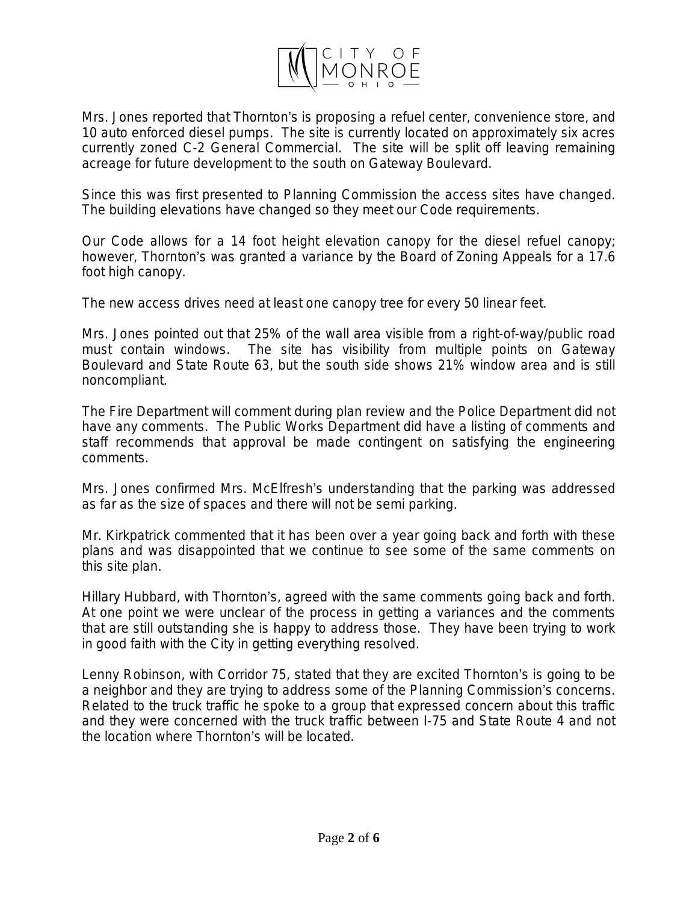Mrs. Jones reported that Thornton's is proposing a refuel center, convenience store, and 10 auto enforced diesel pumps. The site is currently located on approximately six acres currently zoned C-2 General Commercial. The site will be split off leaving remaining acreage for future development to the south on Gateway Boulevard.

Since this was first presented to Planning Commission the access sites have changed. The building elevations have changed so they meet our Code requirements.

Our Code allows for a 14 foot height elevation canopy for the diesel refuel canopy; however, Thornton's was granted a variance by the Board of Zoning Appeals for a 17.6 foot high canopy.

The new access drives need at least one canopy tree for every 50 linear feet.

Mrs. Jones pointed out that 25% of the wall area visible from a right-of-way/public road must contain windows. The site has visibility from multiple points on Gateway Boulevard and State Route 63, but the south side shows 21% window area and is still noncompliant.

The Fire Department will comment during plan review and the Police Department did not have any comments. The Public Works Department did have a listing of comments and staff recommends that approval be made contingent on satisfying the engineering comments.

Mrs. Jones confirmed Mrs. McElfresh's understanding that the parking was addressed as far as the size of spaces and there will not be semi parking.

Mr. Kirkpatrick commented that it has been over a year going back and forth with these plans and was disappointed that we continue to see some of the same comments on this site plan.

Hillary Hubbard, with Thornton's, agreed with the same comments going back and forth. At one point we were unclear of the process in getting a variances and the comments that are still outstanding she is happy to address those. They have been trying to work in good faith with the City in getting everything resolved.

Lenny Robinson, with Corridor 75, stated that they are excited Thornton's is going to be a neighbor and they are trying to address some of the Planning Commission's concerns. Related to the truck traffic he spoke to a group that expressed concern about this traffic and they were concerned with the truck traffic between I-75 and State Route 4 and not the location where Thornton's will be located.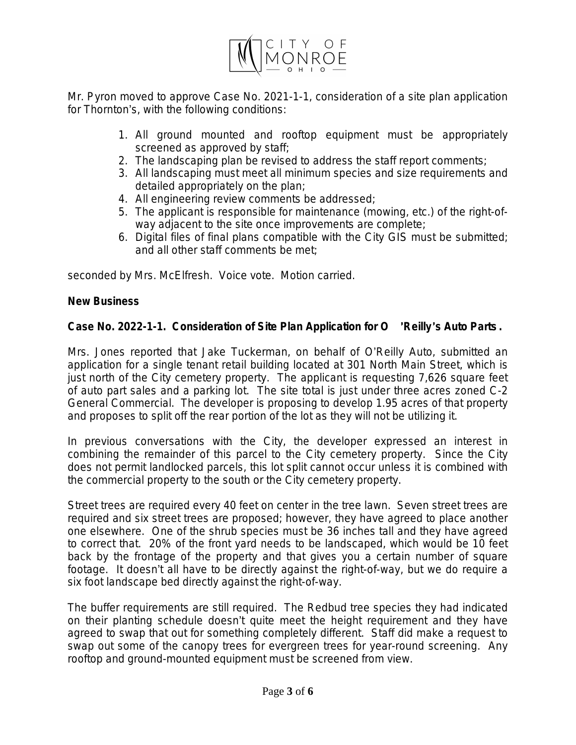Mr. Pyron moved to approve Case No. 2021-1-1, consideration of a site plan application for Thornton's, with the following conditions:

1. All ground mounted and rooftop equipment must be appropriately screened as approved by staff;
2. The landscaping plan be revised to address the staff report comments;
3. All landscaping must meet all minimum species and size requirements and detailed appropriately on the plan;
4. All engineering review comments be addressed;
5. The applicant is responsible for maintenance (mowing, etc.) of the right-of-way adjacent to the site once improvements are complete;
6. Digital files of final plans compatible with the City GIS must be submitted; and all other staff comments be met;

seconded by Mrs. McElfresh. Voice vote. Motion carried.

**New Business**

**Case No. 2022-1-1. Consideration of Site Plan Application for O'Reilly's Auto Parts.**

Mrs. Jones reported that Jake Tuckerman, on behalf of O'Reilly Auto, submitted an application for a single tenant retail building located at 301 North Main Street, which is just north of the City cemetery property. The applicant is requesting 7,626 square feet of auto part sales and a parking lot. The site total is just under three acres zoned C-2 General Commercial. The developer is proposing to develop 1.95 acres of that property and proposes to split off the rear portion of the lot as they will not be utilizing it.

In previous conversations with the City, the developer expressed an interest in combining the remainder of this parcel to the City cemetery property. Since the City does not permit landlocked parcels, this lot split cannot occur unless it is combined with the commercial property to the south or the City cemetery property.

Street trees are required every 40 feet on center in the tree lawn. Seven street trees are required and six street trees are proposed; however, they have agreed to place another one elsewhere. One of the shrub species must be 36 inches tall and they have agreed to correct that. 20% of the front yard needs to be landscaped, which would be 10 feet back by the frontage of the property and that gives you a certain number of square footage. It doesn't all have to be directly against the right-of-way, but we do require a six foot landscape bed directly against the right-of-way.

The buffer requirements are still required. The Redbud tree species they had indicated on their planting schedule doesn't quite meet the height requirement and they have agreed to swap that out for something completely different. Staff did make a request to swap out some of the canopy trees for evergreen trees for year-round screening. Any rooftop and ground-mounted equipment must be screened from view.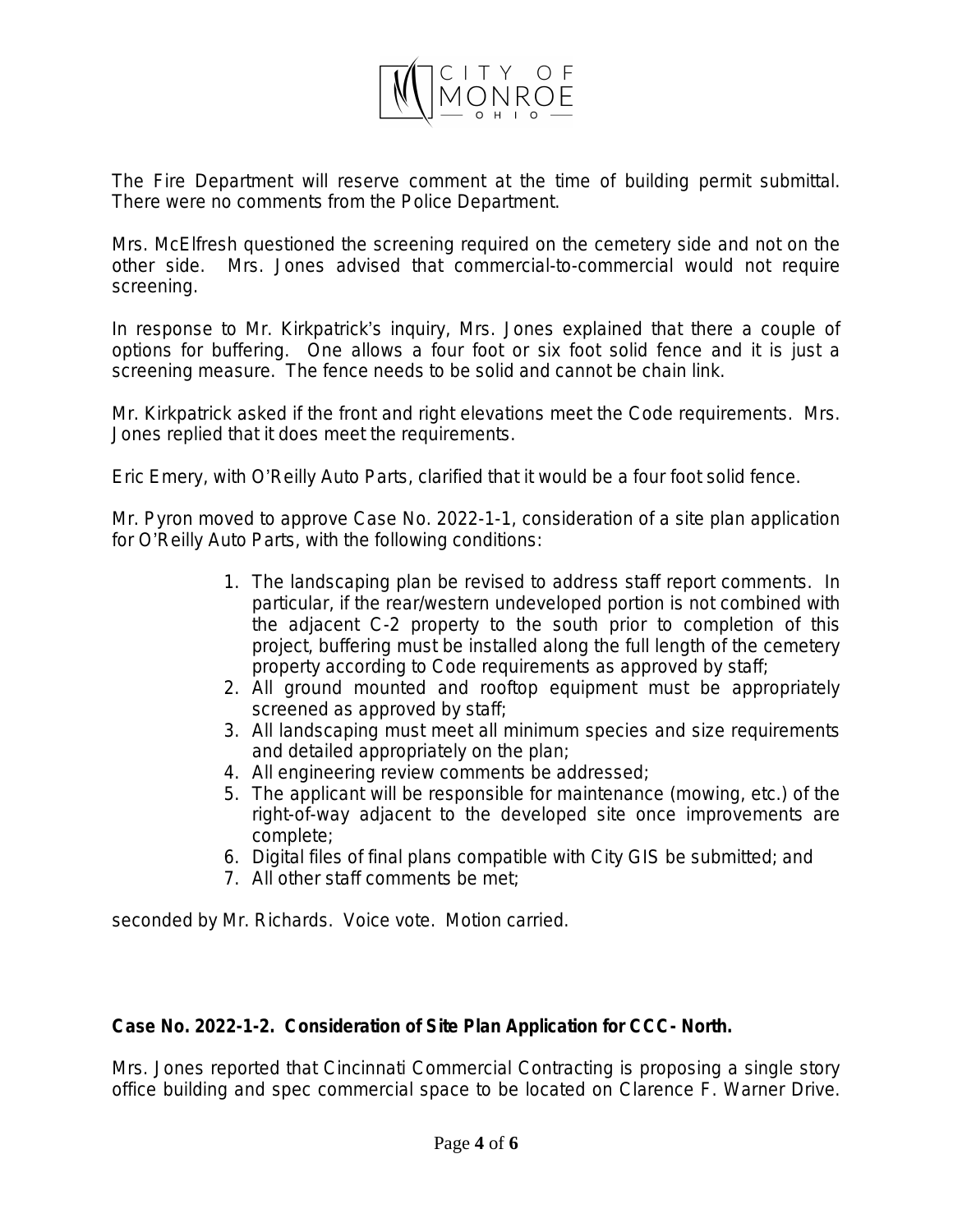The Fire Department will reserve comment at the time of building permit submittal. There were no comments from the Police Department.

Mrs. McElfresh questioned the screening required on the cemetery side and not on the other side. Mrs. Jones advised that commercial-to-commercial would not require screening.

In response to Mr. Kirkpatrick's inquiry, Mrs. Jones explained that there a couple of options for buffering. One allows a four foot or six foot solid fence and it is just a screening measure. The fence needs to be solid and cannot be chain link.

Mr. Kirkpatrick asked if the front and right elevations meet the Code requirements. Mrs. Jones replied that it does meet the requirements.

Eric Emery, with O'Reilly Auto Parts, clarified that it would be a four foot solid fence.

Mr. Pyron moved to approve Case No. 2022-1-1, consideration of a site plan application for O'Reilly Auto Parts, with the following conditions:

1. The landscaping plan be revised to address staff report comments. In particular, if the rear/western undeveloped portion is not combined with the adjacent C-2 property to the south prior to completion of this project, buffering must be installed along the full length of the cemetery property according to Code requirements as approved by staff;
2. All ground mounted and rooftop equipment must be appropriately screened as approved by staff;
3. All landscaping must meet all minimum species and size requirements and detailed appropriately on the plan;
4. All engineering review comments be addressed;
5. The applicant will be responsible for maintenance (mowing, etc.) of the right-of-way adjacent to the developed site once improvements are complete;
6. Digital files of final plans compatible with City GIS be submitted; and
7. All other staff comments be met;

seconded by Mr. Richards. Voice vote. Motion carried.

**Case No. 2022-1-2. Consideration of Site Plan Application for CCC- North.**

Mrs. Jones reported that Cincinnati Commercial Contracting is proposing a single story office building and spec commercial space to be located on Clarence F. Warner Drive.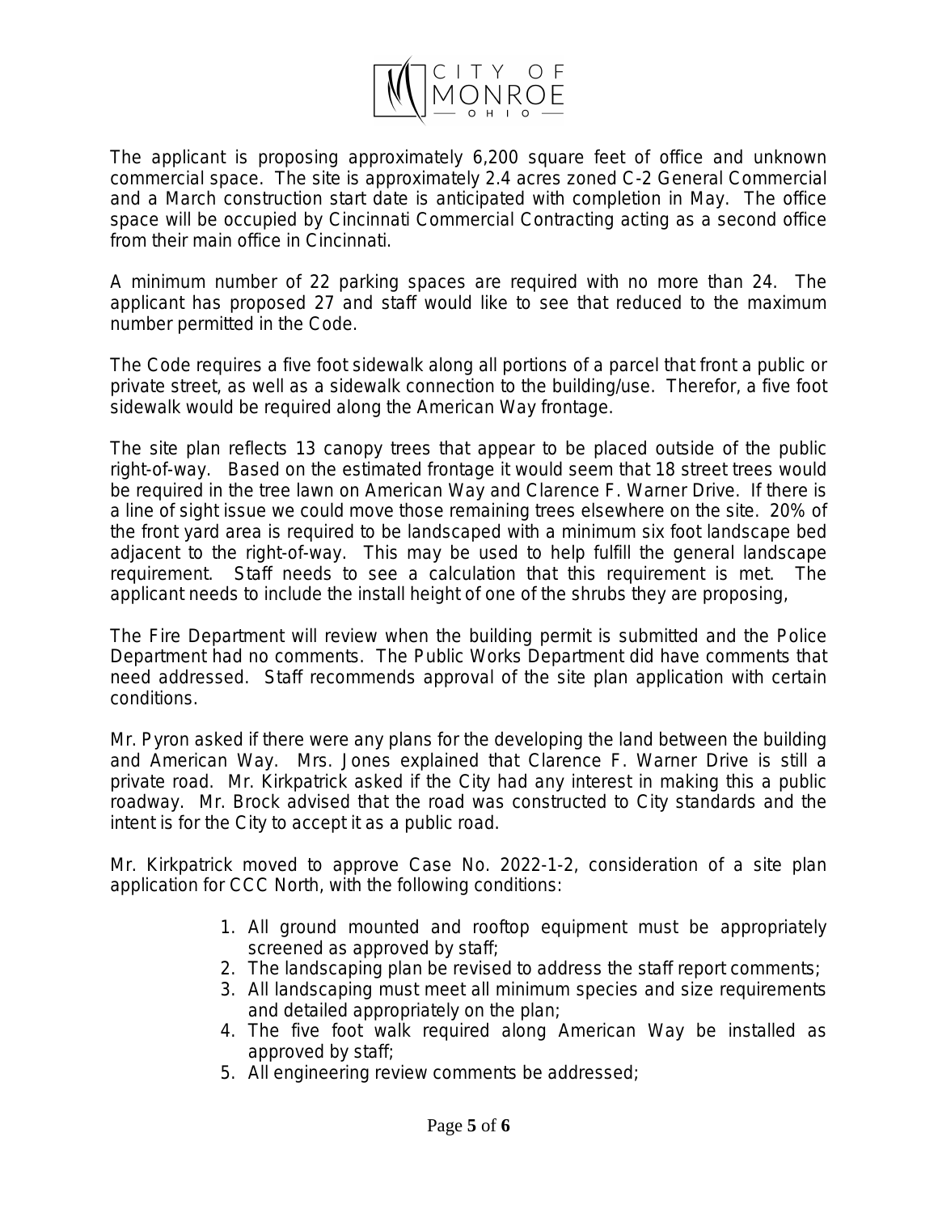The applicant is proposing approximately 6,200 square feet of office and unknown commercial space. The site is approximately 2.4 acres zoned C-2 General Commercial and a March construction start date is anticipated with completion in May. The office space will be occupied by Cincinnati Commercial Contracting acting as a second office from their main office in Cincinnati.

A minimum number of 22 parking spaces are required with no more than 24. The applicant has proposed 27 and staff would like to see that reduced to the maximum number permitted in the Code.

The Code requires a five foot sidewalk along all portions of a parcel that front a public or private street, as well as a sidewalk connection to the building/use. Therefor, a five foot sidewalk would be required along the American Way frontage.

The site plan reflects 13 canopy trees that appear to be placed outside of the public right-of-way. Based on the estimated frontage it would seem that 18 street trees would be required in the tree lawn on American Way and Clarence F. Warner Drive. If there is a line of sight issue we could move those remaining trees elsewhere on the site. 20% of the front yard area is required to be landscaped with a minimum six foot landscape bed adjacent to the right-of-way. This may be used to help fulfill the general landscape requirement. Staff needs to see a calculation that this requirement is met. The applicant needs to include the install height of one of the shrubs they are proposing,

The Fire Department will review when the building permit is submitted and the Police Department had no comments. The Public Works Department did have comments that need addressed. Staff recommends approval of the site plan application with certain conditions.

Mr. Pyron asked if there were any plans for the developing the land between the building and American Way. Mrs. Jones explained that Clarence F. Warner Drive is still a private road. Mr. Kirkpatrick asked if the City had any interest in making this a public roadway. Mr. Brock advised that the road was constructed to City standards and the intent is for the City to accept it as a public road.

Mr. Kirkpatrick moved to approve Case No. 2022-1-2, consideration of a site plan application for CCC North, with the following conditions:

1. All ground mounted and rooftop equipment must be appropriately screened as approved by staff;
2. The landscaping plan be revised to address the staff report comments;
3. All landscaping must meet all minimum species and size requirements and detailed appropriately on the plan;
4. The five foot walk required along American Way be installed as approved by staff;
5. All engineering review comments be addressed;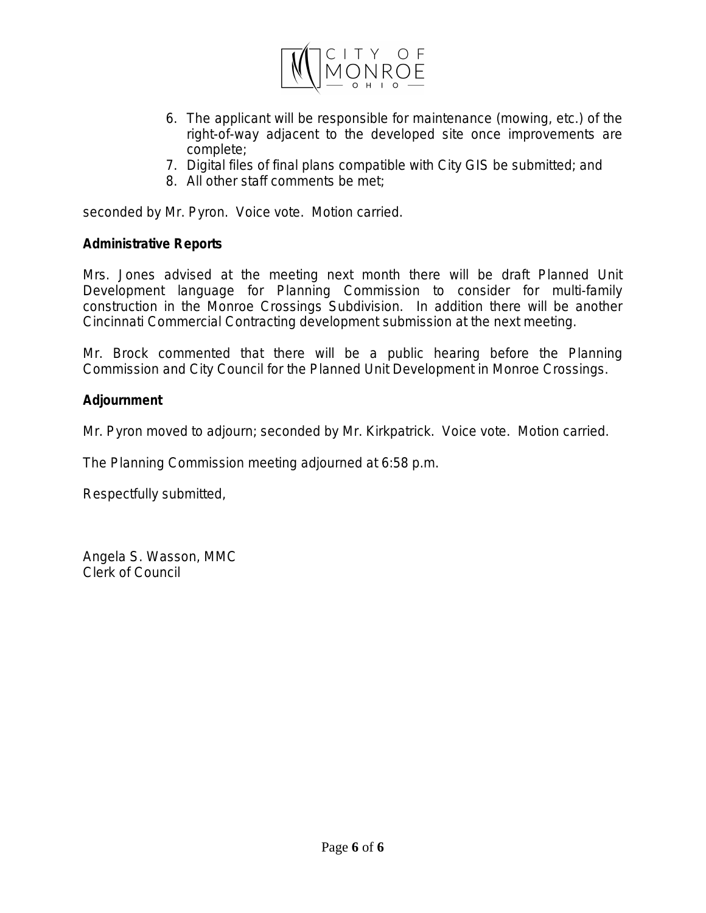6. The applicant will be responsible for maintenance (mowing, etc.) of the right-of-way adjacent to the developed site once improvements are complete;
7. Digital files of final plans compatible with City GIS be submitted; and
8. All other staff comments be met;

seconded by Mr. Pyron. Voice vote. Motion carried.

**Administrative Reports**

Mrs. Jones advised at the meeting next month there will be draft Planned Unit Development language for Planning Commission to consider for multi-family construction in the Monroe Crossings Subdivision. In addition there will be another Cincinnati Commercial Contracting development submission at the next meeting.

Mr. Brock commented that there will be a public hearing before the Planning Commission and City Council for the Planned Unit Development in Monroe Crossings.

**Adjournment**

Mr. Pyron moved to adjourn; seconded by Mr. Kirkpatrick. Voice vote. Motion carried.

The Planning Commission meeting adjourned at 6:58 p.m.

Respectfully submitted,

Angela S. Wasson, MMC
Clerk of Council